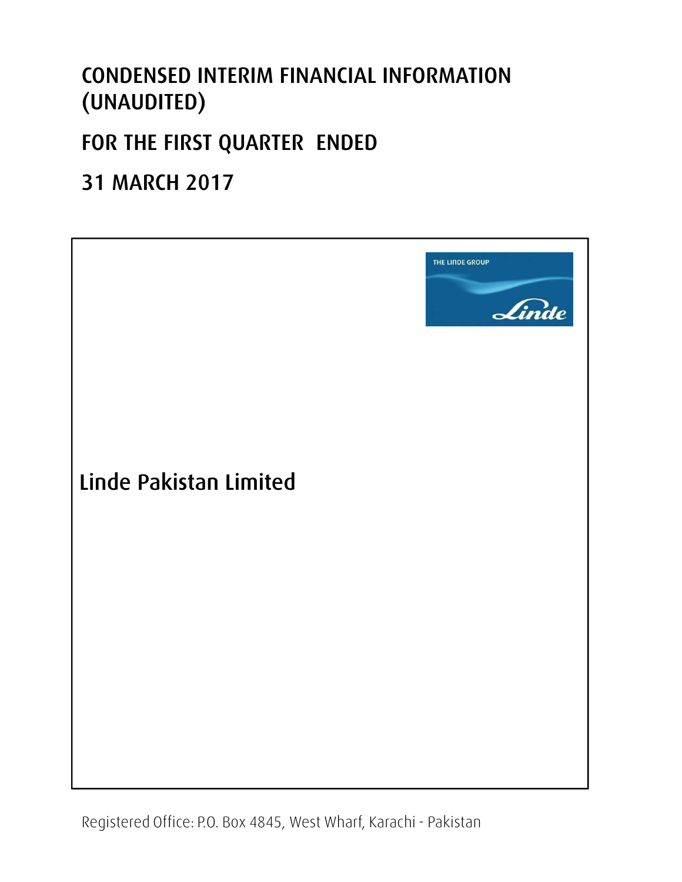# CONDENSED INTERIM FINANCIAL INFORMATION (UNAUDITED)

## FOR THE FIRST QUARTER ENDED

## 31 MARCH 2017

THE LINDE GROUP

Linde

## Linde Pakistan Limited

Registered Office: P.O. Box 4845, West Wharf, Karachi - Pakistan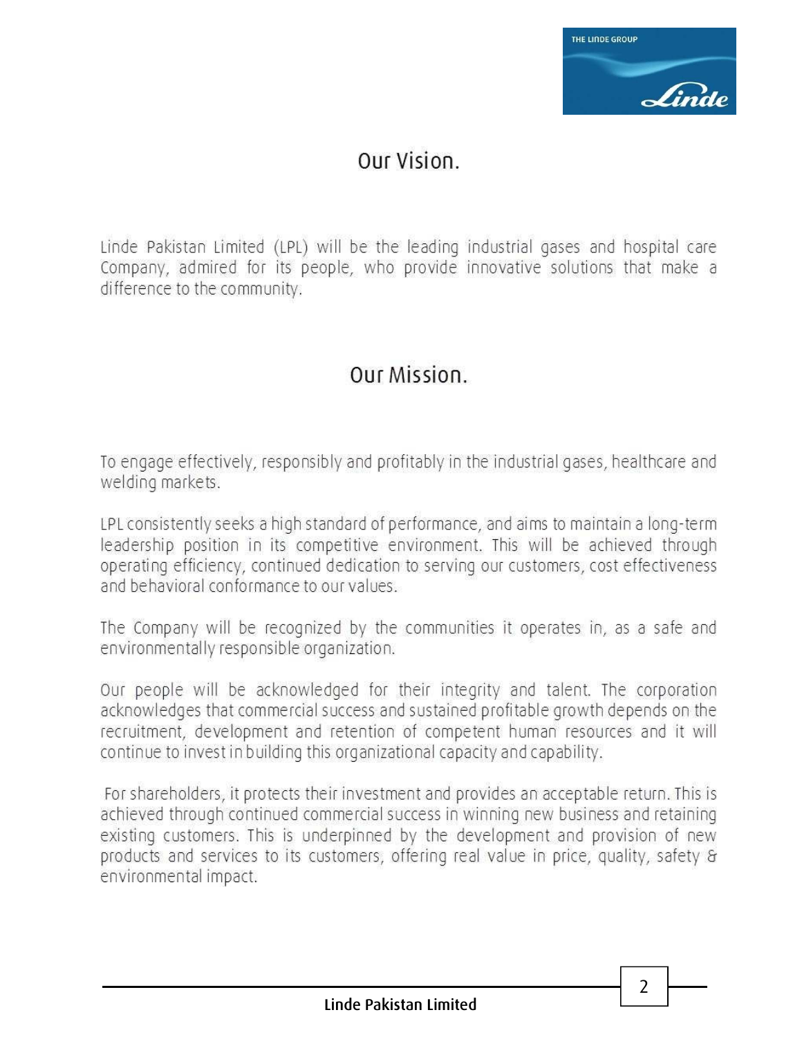## Our Vision.

Linde Pakistan Limited (LPL) will be the leading industrial gases and hospital care Company, admired for its people, who provide innovative solutions that make a difference to the community.

## Our Mission.

To engage effectively, responsibly and profitably in the industrial gases, healthcare and welding markets.

LPL consistently seeks a high standard of performance, and aims to maintain a long-term leadership position in its competitive environment. This will be achieved through operating efficiency, continued dedication to serving our customers, cost effectiveness and behavioral conformance to our values.

The Company will be recognized by the communities it operates in, as a safe and environmentally responsible organization.

Our people will be acknowledged for their integrity and talent. The corporation acknowledges that commercial success and sustained profitable growth depends on the recruitment, development and retention of competent human resources and it will continue to invest in building this organizational capacity and capability.

For shareholders, it protects their investment and provides an acceptable return. This is achieved through continued commercial success in winning new business and retaining existing customers. This is underpinned by the development and provision of new products and services to its customers, offering real value in price, quality, safety & environmental impact.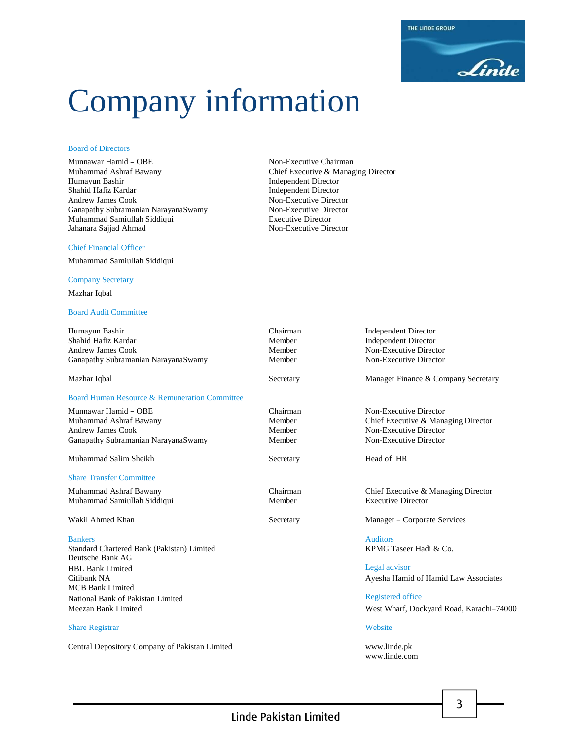# Company information

## Board of Directors

| | |
|---|---|
| Munnawar Hamid – OBE | Non-Executive Chairman |
| Muhammad Ashraf Bawany | Chief Executive & Managing Director |
| Humayun Bashir | Independent Director |
| Shahid Hafiz Kardar | Independent Director |
| Andrew James Cook | Non-Executive Director |
| Ganapathy Subramanian NarayanaSwamy | Non-Executive Director |
| Muhammad Samiullah Siddiqui | Executive Director |
| Jahanara Sajjad Ahmad | Non-Executive Director |

## Chief Financial Officer

Muhammad Samiullah Siddiqui

## Company Secretary

Mazhar Iqbal

## Board Audit Committee

| | | |
|---|---|---|
| Humayun Bashir | Chairman | Independent Director |
| Shahid Hafiz Kardar | Member | Independent Director |
| Andrew James Cook | Member | Non-Executive Director |
| Ganapathy Subramanian NarayanaSwamy | Member | Non-Executive Director |
| Mazhar Iqbal | Secretary | Manager Finance & Company Secretary |

## Board Human Resource & Remuneration Committee

| | | |
|---|---|---|
| Munnawar Hamid – OBE | Chairman | Non-Executive Director |
| Muhammad Ashraf Bawany | Member | Chief Executive & Managing Director |
| Andrew James Cook | Member | Non-Executive Director |
| Ganapathy Subramanian NarayanaSwamy | Member | Non-Executive Director |
| Muhammad Salim Sheikh | Secretary | Head of HR |

## Share Transfer Committee

| | | |
|---|---|---|
| Muhammad Ashraf Bawany | Chairman | Chief Executive & Managing Director |
| Muhammad Samiullah Siddiqui | Member | Executive Director |
| Wakil Ahmed Khan | Secretary | Manager – Corporate Services |

## Bankers

Standard Chartered Bank (Pakistan) Limited
Deutsche Bank AG
HBL Bank Limited
Citibank NA
MCB Bank Limited
National Bank of Pakistan Limited
Meezan Bank Limited

## Auditors

KPMG Taseer Hadi & Co.

## Legal advisor

Ayesha Hamid of Hamid Law Associates

## Registered office

West Wharf, Dockyard Road, Karachi–74000

## Share Registrar

Central Depository Company of Pakistan Limited

## Website

www.linde.pk
www.linde.com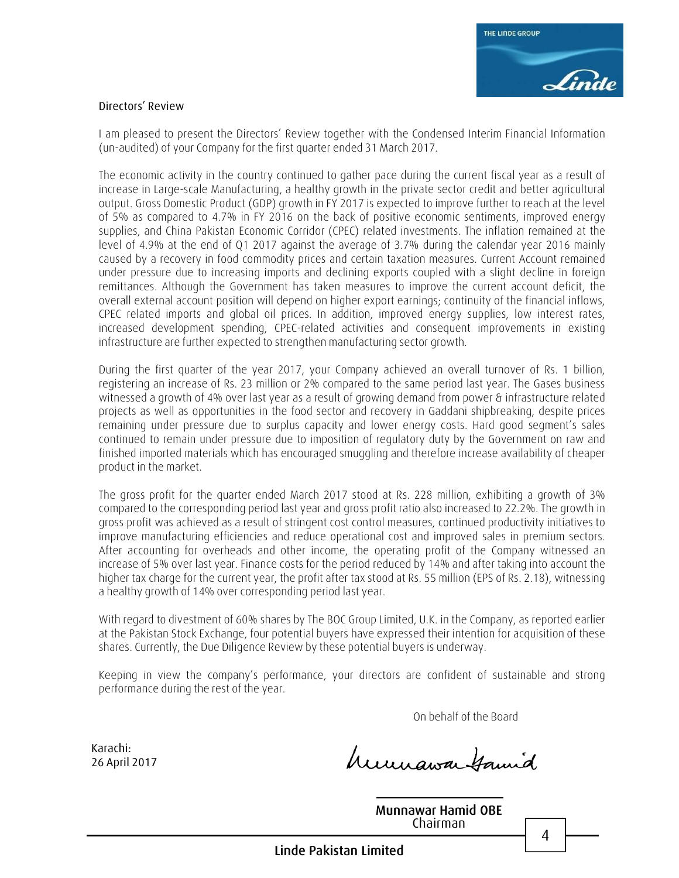## Directors' Review

I am pleased to present the Directors' Review together with the Condensed Interim Financial Information (un-audited) of your Company for the first quarter ended 31 March 2017.

The economic activity in the country continued to gather pace during the current fiscal year as a result of increase in Large-scale Manufacturing, a healthy growth in the private sector credit and better agricultural output. Gross Domestic Product (GDP) growth in FY 2017 is expected to improve further to reach at the level of 5% as compared to 4.7% in FY 2016 on the back of positive economic sentiments, improved energy supplies, and China Pakistan Economic Corridor (CPEC) related investments. The inflation remained at the level of 4.9% at the end of Q1 2017 against the average of 3.7% during the calendar year 2016 mainly caused by a recovery in food commodity prices and certain taxation measures. Current Account remained under pressure due to increasing imports and declining exports coupled with a slight decline in foreign remittances. Although the Government has taken measures to improve the current account deficit, the overall external account position will depend on higher export earnings; continuity of the financial inflows, CPEC related imports and global oil prices. In addition, improved energy supplies, low interest rates, increased development spending, CPEC-related activities and consequent improvements in existing infrastructure are further expected to strengthen manufacturing sector growth.

During the first quarter of the year 2017, your Company achieved an overall turnover of Rs. 1 billion, registering an increase of Rs. 23 million or 2% compared to the same period last year. The Gases business witnessed a growth of 4% over last year as a result of growing demand from power & infrastructure related projects as well as opportunities in the food sector and recovery in Gaddani shipbreaking, despite prices remaining under pressure due to surplus capacity and lower energy costs. Hard good segment's sales continued to remain under pressure due to imposition of regulatory duty by the Government on raw and finished imported materials which has encouraged smuggling and therefore increase availability of cheaper product in the market.

The gross profit for the quarter ended March 2017 stood at Rs. 228 million, exhibiting a growth of 3% compared to the corresponding period last year and gross profit ratio also increased to 22.2%. The growth in gross profit was achieved as a result of stringent cost control measures, continued productivity initiatives to improve manufacturing efficiencies and reduce operational cost and improved sales in premium sectors. After accounting for overheads and other income, the operating profit of the Company witnessed an increase of 5% over last year. Finance costs for the period reduced by 14% and after taking into account the higher tax charge for the current year, the profit after tax stood at Rs. 55 million (EPS of Rs. 2.18), witnessing a healthy growth of 14% over corresponding period last year.

With regard to divestment of 60% shares by The BOC Group Limited, U.K. in the Company, as reported earlier at the Pakistan Stock Exchange, four potential buyers have expressed their intention for acquisition of these shares. Currently, the Due Diligence Review by these potential buyers is underway.

Keeping in view the company's performance, your directors are confident of sustainable and strong performance during the rest of the year.

On behalf of the Board

Karachi:
26 April 2017

**Munnawar Hamid OBE**
Chairman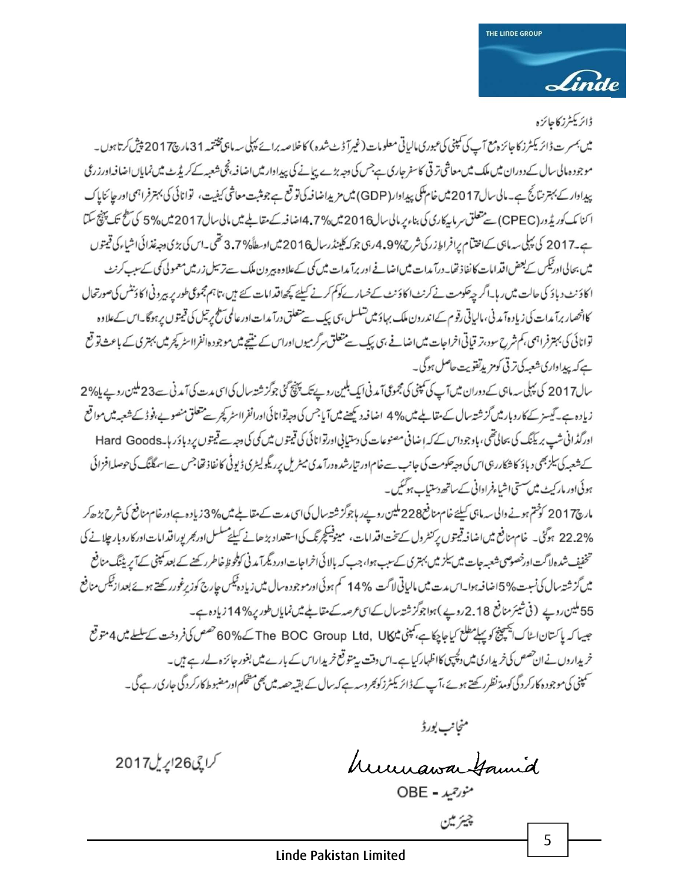## ڈائریکٹرز کا جائزہ

میں بمسرت ڈائریکٹرز کا جائزہ مع آپ کی کمپنی کی عبوری مالیاتی معلومات (غیر آڈٹ شدہ) کا خلاصہ برائے پہلی سہ ماہی مختتمہ 31 مارچ 2017 پیش کرتا ہوں۔

موجودہ مالی سال کے دوران میں ملک میں معاشی ترقی کا سفر جاری ہے جس کی وجہ بڑے پیمانے کی پیداوار میں اضافہ نجی شعبہ کے کریڈٹ میں نمایاں اضافہ اور زرعی پیداوار کے بہتر نتائج ہے۔ مالی سال 2017 میں خام ملکی پیداوار (GDP) میں مزید اضافہ کی توقع ہے جو مثبت معاشی کیفیت، توانائی کی بہتر فراہمی اور چائنا پاک اکنامک کوریڈور (CPEC) سے متعلق سرمایہ کاری کی بناء پر مالی سال 2016 میں 4.7% اضافہ کے مقابلے میں مالی سال 2017 میں 5% کی سطح تک پہنچ سکتا ہے۔ 2017 کی پہلی سہ ماہی کے اختتام پر افراط زر کی شرح 4.9% رہی جو کہ کیلنڈر سال 2016 میں اوسطاً 3.7% تھی۔ اس کی بڑی وجہ غذائی اشیاء کی قیمتوں میں بحالی اور ٹیکس کے بعض اقدامات کا نفاذ تھا۔ درآمدات میں اضافے اور برآمدات میں کمی کے علاوہ بیرون ملک سے ترسیل زر میں معمولی کمی کے سبب کرنٹ اکاؤنٹ دباؤ کی حالت میں رہا۔ اگرچہ حکومت نے کرنٹ اکاؤنٹ کے خسارے کو کم کرنے کیلئے کچھ اقدامات کئے ہیں، تاہم مجموعی طور پر بیرونی اکاؤنٹس کی صورتحال کا انحصار برآمدات کی زیادہ آمدنی، مالیاتی رقوم کے اندرون ملک بہاؤ میں تسلسل، سی پیک سے متعلق درآمدات اور عالمی سطح پر تیل کی قیمتوں پر ہوگا۔ اس کے علاوہ توانائی کی بہتر فراہمی، کم شرح سود، ترقیاتی اخراجات میں اضافے، سی پیک سے متعلق سرگرمیوں اور اس کے نتیجے میں موجودہ انفرااسٹرکچر میں بہتری کے باعث توقع ہے کہ پیداواری شعبہ کی ترقی کو مزید تقویت حاصل ہوگی۔

سال 2017 کی پہلی سہ ماہی کے دوران میں آپ کی کمپنی کی مجموعی آمدنی ایک بلین روپے تک پہنچ گئی جو گزشتہ سال کی اسی مدت کی آمدنی سے 23 ملین روپے یا 2% زیادہ ہے۔ گیسز کے کاروبار میں گزشتہ سال کے مقابلے میں 4% اضافہ دیکھنے میں آیا جس کی وجہ توانائی اور انفرااسٹرکچر سے متعلق منصوبے، فوڈ کے شعبہ میں مواقع اور گڈانی شپ بریکنگ کی بحالی تھی، باوجود اس کے کہ اضافی مصنوعات کی دستیابی اور توانائی کی قیمتوں میں کمی کی وجہ سے قیمتوں پر دباؤ رہا۔ Hard Goods کے شعبہ کی سیلز بھی دباؤ کا شکار رہی اس کی وجہ حکومت کی جانب سے خام اور تیار شدہ درآمدی میٹریل پر ریگولیٹری ڈیوٹی کا نفاذ تھا جس سے اسمگلنگ کی حوصلہ افزائی ہوئی اور مارکیٹ میں سستی اشیاء فراوانی کے ساتھ دستیاب ہوگئیں۔

مارچ 2017 کو ختم ہونے والی سہ ماہی کیلئے خام منافع 228 ملین روپے رہا جو گزشتہ سال کی اسی مدت کے مقابلے میں 3% زیادہ ہے اور خام منافع کی شرح بڑھ کر 22.2% ہوگئی۔ خام منافع میں اضافہ قیمتوں پر کنٹرول کے تحت اقدامات، مینوفیکچرنگ کی استعداد بڑھانے کیلئے مسلسل اور بھرپور اقدامات اور کاروبار چلانے کی تخفیف شدہ لاگت اور خصوصی شعبہ جات میں سیلز میں بہتری کے سبب ہوا، جب کہ بالائی اخراجات اور دیگر آمدنی کو ملحوظ خاطر رکھنے کے بعد کمپنی کے آپریٹنگ منافع میں گزشتہ سال کی نسبت 5% اضافہ ہوا۔ اس مدت میں مالیاتی لاگت 14% کم ہوئی اور موجودہ سال میں زیادہ ٹیکس چارج کو زیر غور رکھتے ہوئے بعد از ٹیکس منافع 55 ملین روپے (فی شیئر منافع 2.18 روپے) ہوا جو گزشتہ سال کے اسی عرصہ کے مقابلے میں نمایاں طور پر 14% زیادہ ہے۔

جیسا کہ پاکستان اسٹاک ایکسچینج کو پہلے مطلع کیا جا چکا ہے، کمپنی میں The BOC Group Ltd, UK کے 60% حصص کی فروخت کے سلسلے میں 4 متوقع خریداروں نے ان حصص کی خریداری میں دلچسپی کا اظہار کیا ہے۔ اس وقت یہ متوقع خریدار اس کے بارے میں بغور جائزہ لے رہے ہیں۔

کمپنی کی موجودہ کارکردگی کو مدنظر رکھتے ہوئے، آپ کے ڈائریکٹرز کو بھروسہ ہے کہ سال کے بقیہ حصہ میں بھی مستحکم اور مضبوط کارکردگی جاری رہے گی۔

منجانب بورڈ

Munawar Hamid

منور حمید - OBE

چیئرمین

کراچی 26 اپریل 2017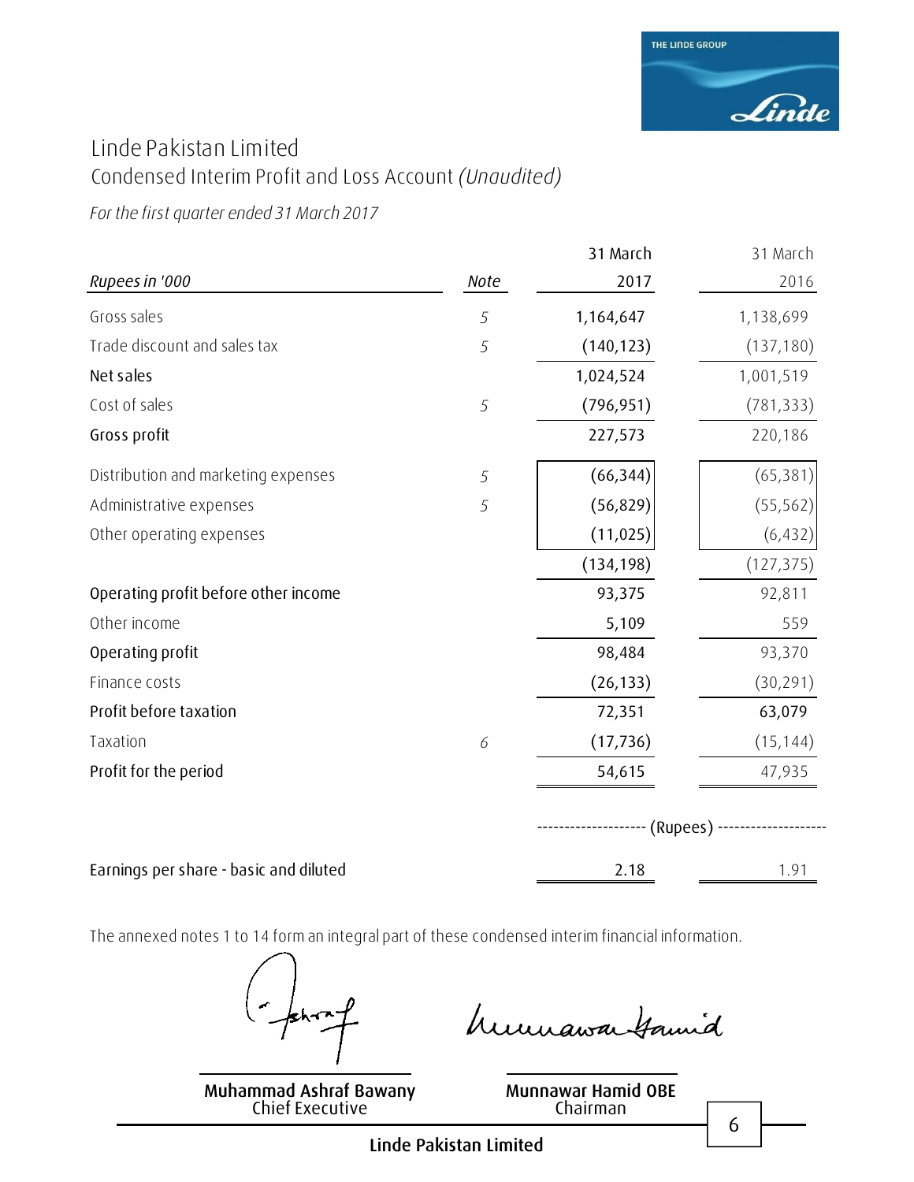# Linde Pakistan Limited

## Condensed Interim Profit and Loss Account *(Unaudited)*

*For the first quarter ended 31 March 2017*

| *Rupees in '000* | *Note* | 31 March 2017 | 31 March 2016 |
|---|---|---|---|
| Gross sales | 5 | 1,164,647 | 1,138,699 |
| Trade discount and sales tax | 5 | (140,123) | (137,180) |
| **Net sales** | | 1,024,524 | 1,001,519 |
| Cost of sales | 5 | (796,951) | (781,333) |
| **Gross profit** | | 227,573 | 220,186 |
| Distribution and marketing expenses | 5 | (66,344) | (65,381) |
| Administrative expenses | 5 | (56,829) | (55,562) |
| Other operating expenses | | (11,025) | (6,432) |
| | | (134,198) | (127,375) |
| **Operating profit before other income** | | 93,375 | 92,811 |
| Other income | | 5,109 | 559 |
| **Operating profit** | | 98,484 | 93,370 |
| Finance costs | | (26,133) | (30,291) |
| **Profit before taxation** | | 72,351 | 63,079 |
| Taxation | 6 | (17,736) | (15,144) |
| **Profit for the period** | | 54,615 | 47,935 |
| | | (Rupees) | |
| **Earnings per share - basic and diluted** | | 2.18 | 1.91 |

The annexed notes 1 to 14 form an integral part of these condensed interim financial information.

**Muhammad Ashraf Bawany**
Chief Executive

**Munnawar Hamid OBE**
Chairman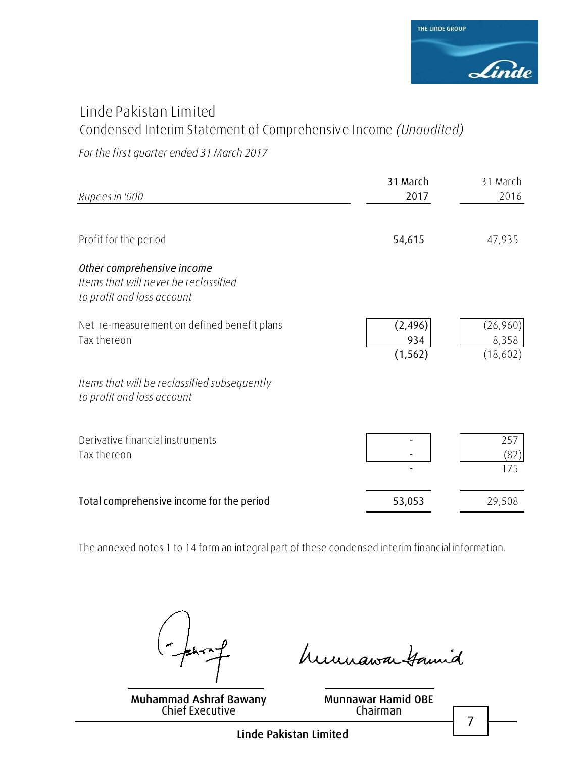# Linde Pakistan Limited

## Condensed Interim Statement of Comprehensive Income *(Unaudited)*

*For the first quarter ended 31 March 2017*

| *Rupees in '000* | 31 March 2017 | 31 March 2016 |
|---|---|---|
| Profit for the period | **54,615** | 47,935 |
| *Other comprehensive income* | | |
| *Items that will never be reclassified to profit and loss account* | | |
| Net re-measurement on defined benefit plans | (2,496) | (26,960) |
| Tax thereon | 934 | 8,358 |
| | (1,562) | (18,602) |
| *Items that will be reclassified subsequently to profit and loss account* | | |
| Derivative financial instruments | - | 257 |
| Tax thereon | - | (82) |
| | - | 175 |
| **Total comprehensive income for the period** | **53,053** | 29,508 |

The annexed notes 1 to 14 form an integral part of these condensed interim financial information.

**Muhammad Ashraf Bawany**
Chief Executive

**Munnawar Hamid OBE**
Chairman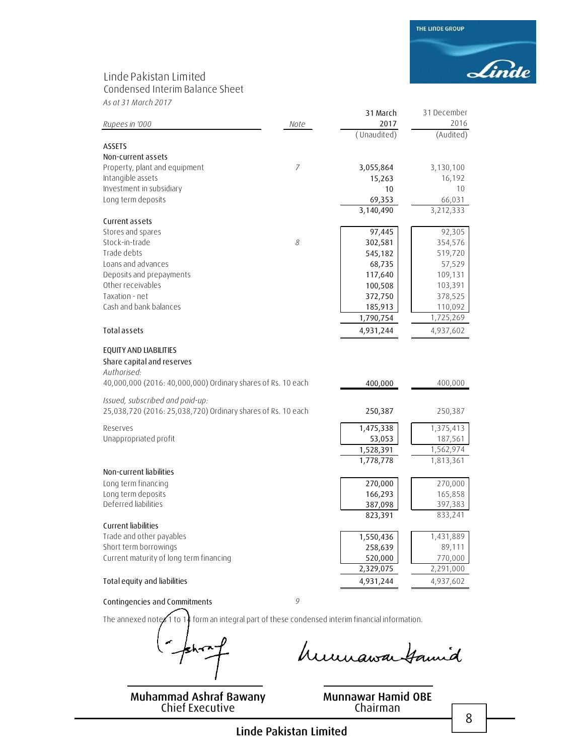# Linde Pakistan Limited

## Condensed Interim Balance Sheet

*As at 31 March 2017*

| *Rupees in '000* | *Note* | 31 March 2017 (Unaudited) | 31 December 2016 (Audited) |
|---|---|---|---|
| **ASSETS** | | | |
| **Non-current assets** | | | |
| Property, plant and equipment | 7 | 3,055,864 | 3,130,100 |
| Intangible assets | | 15,263 | 16,192 |
| Investment in subsidiary | | 10 | 10 |
| Long term deposits | | 69,353 | 66,031 |
| | | 3,140,490 | 3,212,333 |
| **Current assets** | | | |
| Stores and spares | | 97,445 | 92,305 |
| Stock-in-trade | 8 | 302,581 | 354,576 |
| Trade debts | | 545,182 | 519,720 |
| Loans and advances | | 68,735 | 57,529 |
| Deposits and prepayments | | 117,640 | 109,131 |
| Other receivables | | 100,508 | 103,391 |
| Taxation - net | | 372,750 | 378,525 |
| Cash and bank balances | | 185,913 | 110,092 |
| | | 1,790,754 | 1,725,269 |
| **Total assets** | | 4,931,244 | 4,937,602 |
| **EQUITY AND LIABILITIES** | | | |
| **Share capital and reserves** | | | |
| *Authorised:* | | | |
| 40,000,000 (2016: 40,000,000) Ordinary shares of Rs. 10 each | | 400,000 | 400,000 |
| *Issued, subscribed and paid-up:* | | | |
| 25,038,720 (2016: 25,038,720) Ordinary shares of Rs. 10 each | | 250,387 | 250,387 |
| Reserves | | 1,475,338 | 1,375,413 |
| Unappropriated profit | | 53,053 | 187,561 |
| | | 1,528,391 | 1,562,974 |
| | | 1,778,778 | 1,813,361 |
| **Non-current liabilities** | | | |
| Long term financing | | 270,000 | 270,000 |
| Long term deposits | | 166,293 | 165,858 |
| Deferred liabilities | | 387,098 | 397,383 |
| | | 823,391 | 833,241 |
| **Current liabilities** | | | |
| Trade and other payables | | 1,550,436 | 1,431,889 |
| Short term borrowings | | 258,639 | 89,111 |
| Current maturity of long term financing | | 520,000 | 770,000 |
| | | 2,329,075 | 2,291,000 |
| **Total equity and liabilities** | | 4,931,244 | 4,937,602 |
| **Contingencies and Commitments** | 9 | | |

The annexed notes 1 to 14 form an integral part of these condensed interim financial information.

**Muhammad Ashraf Bawany**
Chief Executive

**Munnawar Hamid OBE**
Chairman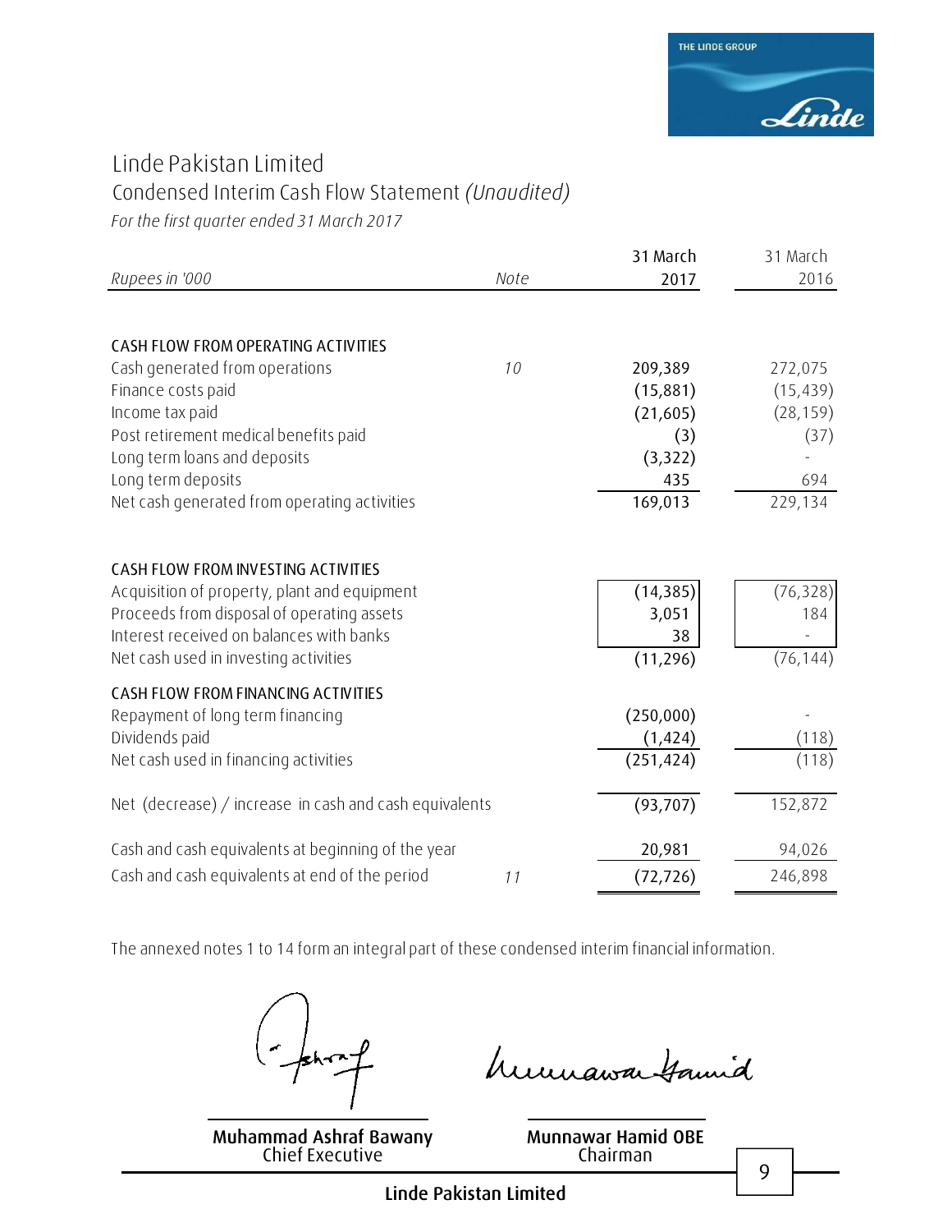# Linde Pakistan Limited

## Condensed Interim Cash Flow Statement *(Unaudited)*

*For the first quarter ended 31 March 2017*

| *Rupees in '000* | *Note* | 31 March 2017 | 31 March 2016 |
|---|---|---|---|
| **CASH FLOW FROM OPERATING ACTIVITIES** | | | |
| Cash generated from operations | *10* | 209,389 | 272,075 |
| Finance costs paid | | (15,881) | (15,439) |
| Income tax paid | | (21,605) | (28,159) |
| Post retirement medical benefits paid | | (3) | (37) |
| Long term loans and deposits | | (3,322) | - |
| Long term deposits | | 435 | 694 |
| Net cash generated from operating activities | | 169,013 | 229,134 |
| **CASH FLOW FROM INVESTING ACTIVITIES** | | | |
| Acquisition of property, plant and equipment | | (14,385) | (76,328) |
| Proceeds from disposal of operating assets | | 3,051 | 184 |
| Interest received on balances with banks | | 38 | - |
| Net cash used in investing activities | | (11,296) | (76,144) |
| **CASH FLOW FROM FINANCING ACTIVITIES** | | | |
| Repayment of long term financing | | (250,000) | - |
| Dividends paid | | (1,424) | (118) |
| Net cash used in financing activities | | (251,424) | (118) |
| Net (decrease) / increase in cash and cash equivalents | | (93,707) | 152,872 |
| Cash and cash equivalents at beginning of the year | | 20,981 | 94,026 |
| Cash and cash equivalents at end of the period | *11* | (72,726) | 246,898 |

The annexed notes 1 to 14 form an integral part of these condensed interim financial information.

| Muhammad Ashraf Bawany | Munnawar Hamid OBE |
|---|---|
| Chief Executive | Chairman |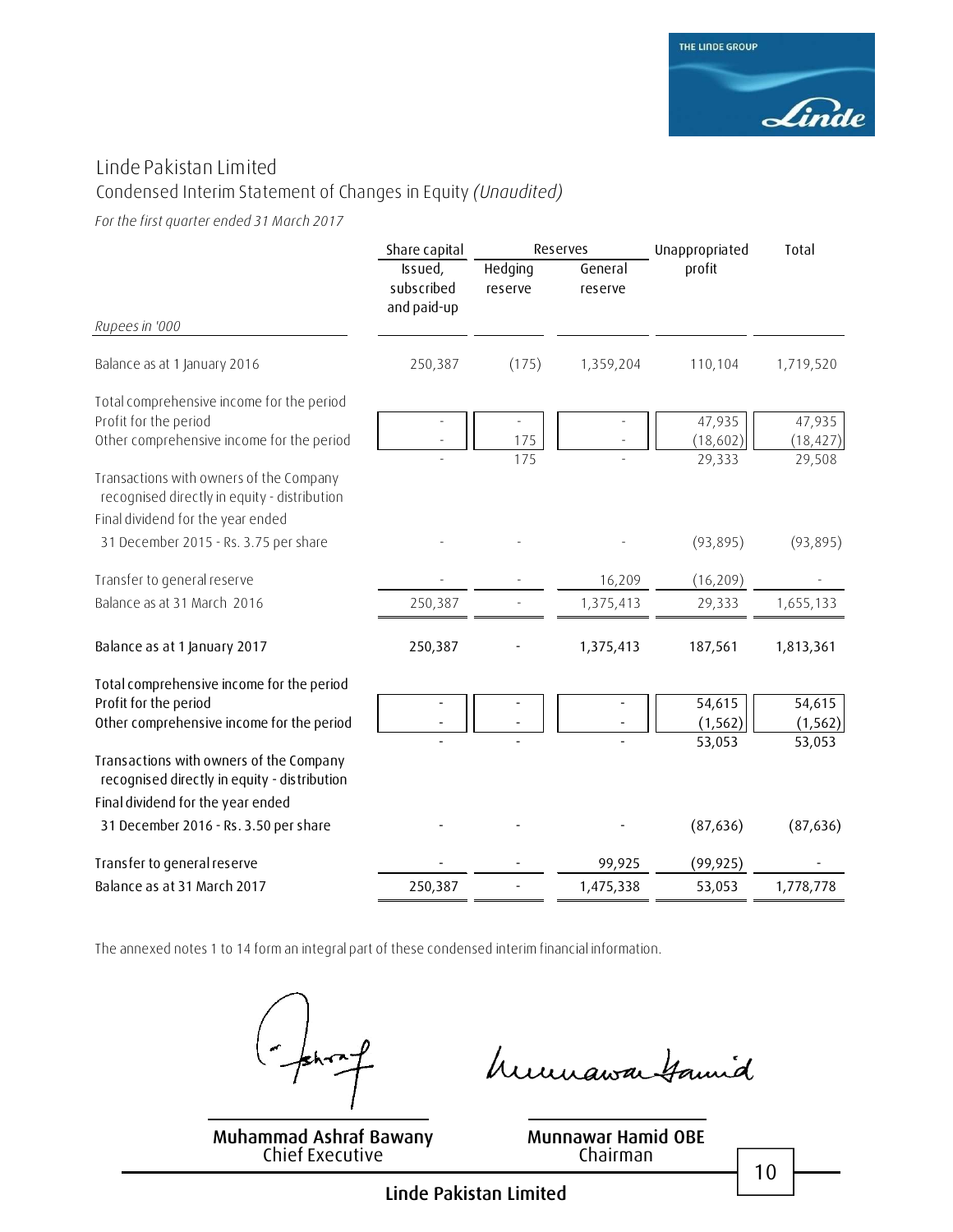# Linde Pakistan Limited

## Condensed Interim Statement of Changes in Equity *(Unaudited)*

*For the first quarter ended 31 March 2017*

| *Rupees in '000* | Share capital | Reserves | | Unappropriated profit | Total |
|---|---|---|---|---|---|
| | Issued, subscribed and paid-up | Hedging reserve | General reserve | | |
| Balance as at 1 January 2016 | 250,387 | (175) | 1,359,204 | 110,104 | 1,719,520 |
| Total comprehensive income for the period | | | | | |
| Profit for the period | - | - | - | 47,935 | 47,935 |
| Other comprehensive income for the period | - | 175 | - | (18,602) | (18,427) |
| | - | 175 | - | 29,333 | 29,508 |
| Transactions with owners of the Company recognised directly in equity - distribution | | | | | |
| Final dividend for the year ended 31 December 2015 - Rs. 3.75 per share | - | - | - | (93,895) | (93,895) |
| Transfer to general reserve | - | - | 16,209 | (16,209) | - |
| Balance as at 31 March 2016 | 250,387 | - | 1,375,413 | 29,333 | 1,655,133 |
| Balance as at 1 January 2017 | 250,387 | - | 1,375,413 | 187,561 | 1,813,361 |
| Total comprehensive income for the period | | | | | |
| Profit for the period | - | - | - | 54,615 | 54,615 |
| Other comprehensive income for the period | - | - | - | (1,562) | (1,562) |
| | - | - | - | 53,053 | 53,053 |
| Transactions with owners of the Company recognised directly in equity - distribution | | | | | |
| Final dividend for the year ended 31 December 2016 - Rs. 3.50 per share | - | - | - | (87,636) | (87,636) |
| Transfer to general reserve | - | - | 99,925 | (99,925) | - |
| Balance as at 31 March 2017 | 250,387 | - | 1,475,338 | 53,053 | 1,778,778 |

The annexed notes 1 to 14 form an integral part of these condensed interim financial information.

**Muhammad Ashraf Bawany**
Chief Executive

**Munnawar Hamid OBE**
Chairman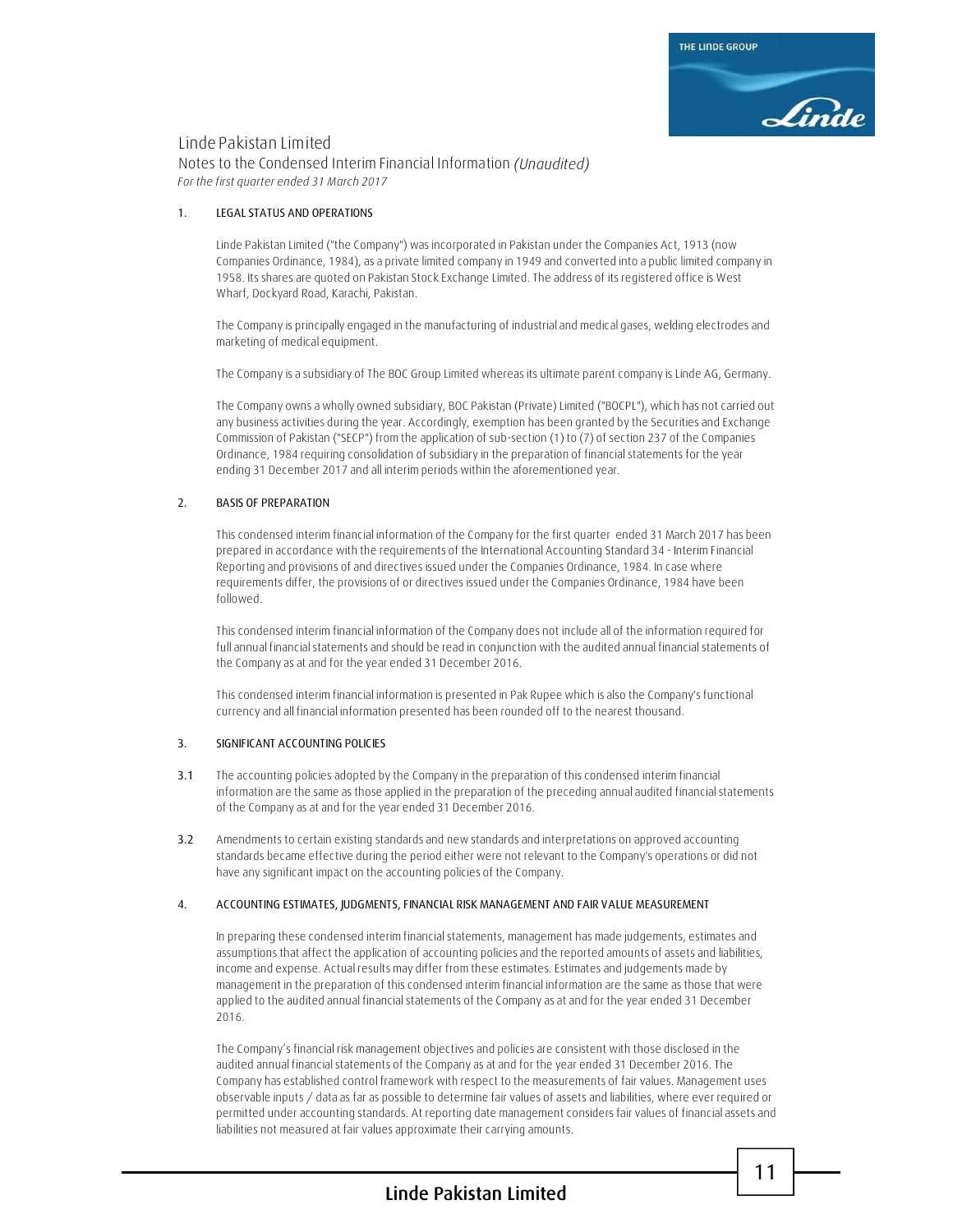# Linde Pakistan Limited

## Notes to the Condensed Interim Financial Information *(Unaudited)*

*For the first quarter ended 31 March 2017*

### 1. LEGAL STATUS AND OPERATIONS

Linde Pakistan Limited ("the Company") was incorporated in Pakistan under the Companies Act, 1913 (now Companies Ordinance, 1984), as a private limited company in 1949 and converted into a public limited company in 1958. Its shares are quoted on Pakistan Stock Exchange Limited. The address of its registered office is West Wharf, Dockyard Road, Karachi, Pakistan.

The Company is principally engaged in the manufacturing of industrial and medical gases, welding electrodes and marketing of medical equipment.

The Company is a subsidiary of The BOC Group Limited whereas its ultimate parent company is Linde AG, Germany.

The Company owns a wholly owned subsidiary, BOC Pakistan (Private) Limited ("BOCPL"), which has not carried out any business activities during the year. Accordingly, exemption has been granted by the Securities and Exchange Commission of Pakistan ("SECP") from the application of sub-section (1) to (7) of section 237 of the Companies Ordinance, 1984 requiring consolidation of subsidiary in the preparation of financial statements for the year ending 31 December 2017 and all interim periods within the aforementioned year.

### 2. BASIS OF PREPARATION

This condensed interim financial information of the Company for the first quarter ended 31 March 2017 has been prepared in accordance with the requirements of the International Accounting Standard 34 - Interim Financial Reporting and provisions of and directives issued under the Companies Ordinance, 1984. In case where requirements differ, the provisions of or directives issued under the Companies Ordinance, 1984 have been followed.

This condensed interim financial information of the Company does not include all of the information required for full annual financial statements and should be read in conjunction with the audited annual financial statements of the Company as at and for the year ended 31 December 2016.

This condensed interim financial information is presented in Pak Rupee which is also the Company's functional currency and all financial information presented has been rounded off to the nearest thousand.

### 3. SIGNIFICANT ACCOUNTING POLICIES

3.1 The accounting policies adopted by the Company in the preparation of this condensed interim financial information are the same as those applied in the preparation of the preceding annual audited financial statements of the Company as at and for the year ended 31 December 2016.

3.2 Amendments to certain existing standards and new standards and interpretations on approved accounting standards became effective during the period either were not relevant to the Company's operations or did not have any significant impact on the accounting policies of the Company.

### 4. ACCOUNTING ESTIMATES, JUDGMENTS, FINANCIAL RISK MANAGEMENT AND FAIR VALUE MEASUREMENT

In preparing these condensed interim financial statements, management has made judgements, estimates and assumptions that affect the application of accounting policies and the reported amounts of assets and liabilities, income and expense. Actual results may differ from these estimates. Estimates and judgements made by management in the preparation of this condensed interim financial information are the same as those that were applied to the audited annual financial statements of the Company as at and for the year ended 31 December 2016.

The Company's financial risk management objectives and policies are consistent with those disclosed in the audited annual financial statements of the Company as at and for the year ended 31 December 2016. The Company has established control framework with respect to the measurements of fair values. Management uses observable inputs / data as far as possible to determine fair values of assets and liabilities, where ever required or permitted under accounting standards. At reporting date management considers fair values of financial assets and liabilities not measured at fair values approximate their carrying amounts.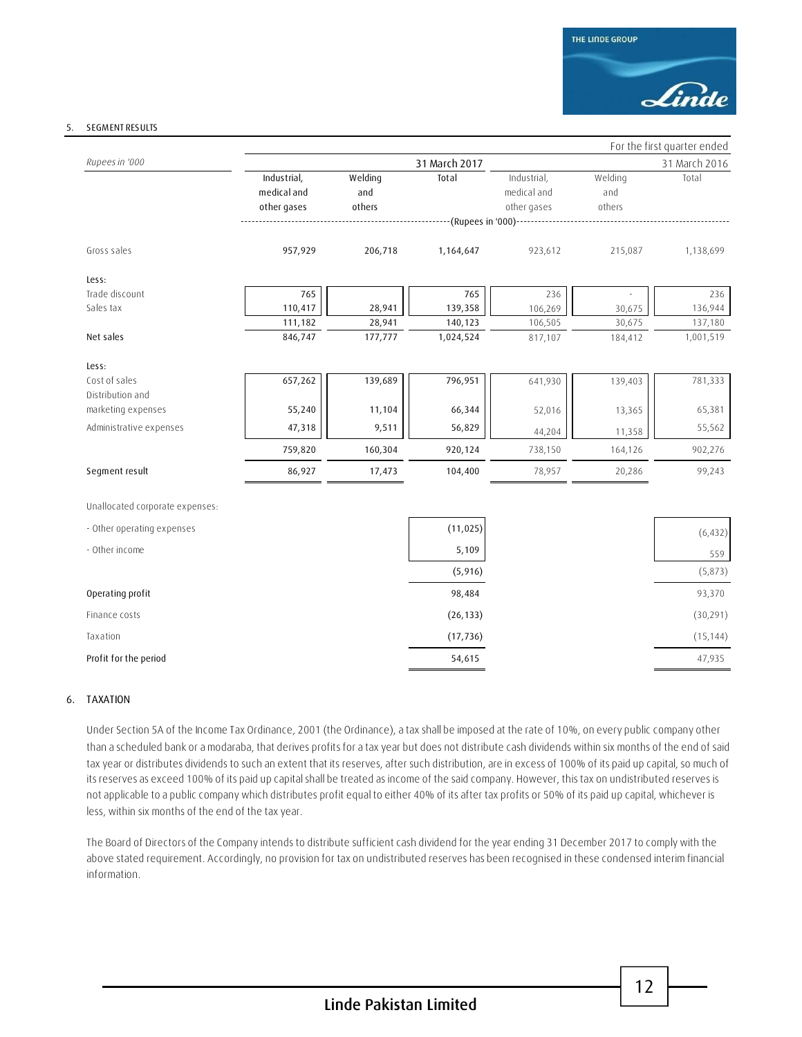## 5. SEGMENT RESULTS

| *Rupees in '000* | | | | | | For the first quarter ended |
|---|---|---|---|---|---|---|
| | | | 31 March 2017 | | | 31 March 2016 |
| | Industrial, medical and other gases | Welding and others | Total | Industrial, medical and other gases | Welding and others | Total |
| | | | (Rupees in '000) | | | |
| Gross sales | 957,929 | 206,718 | 1,164,647 | 923,612 | 215,087 | 1,138,699 |
| Less: | | | | | | |
| Trade discount | 765 | | 765 | 236 | - | 236 |
| Sales tax | 110,417 | 28,941 | 139,358 | 106,269 | 30,675 | 136,944 |
| | 111,182 | 28,941 | 140,123 | 106,505 | 30,675 | 137,180 |
| Net sales | 846,747 | 177,777 | 1,024,524 | 817,107 | 184,412 | 1,001,519 |
| Less: | | | | | | |
| Cost of sales | 657,262 | 139,689 | 796,951 | 641,930 | 139,403 | 781,333 |
| Distribution and marketing expenses | 55,240 | 11,104 | 66,344 | 52,016 | 13,365 | 65,381 |
| Administrative expenses | 47,318 | 9,511 | 56,829 | 44,204 | 11,358 | 55,562 |
| | 759,820 | 160,304 | 920,124 | 738,150 | 164,126 | 902,276 |
| Segment result | 86,927 | 17,473 | 104,400 | 78,957 | 20,286 | 99,243 |
| Unallocated corporate expenses: | | | | | | |
| - Other operating expenses | | | (11,025) | | | (6,432) |
| - Other income | | | 5,109 | | | 559 |
| | | | (5,916) | | | (5,873) |
| Operating profit | | | 98,484 | | | 93,370 |
| Finance costs | | | (26,133) | | | (30,291) |
| Taxation | | | (17,736) | | | (15,144) |
| Profit for the period | | | 54,615 | | | 47,935 |

## 6. TAXATION

Under Section 5A of the Income Tax Ordinance, 2001 (the Ordinance), a tax shall be imposed at the rate of 10%, on every public company other than a scheduled bank or a modaraba, that derives profits for a tax year but does not distribute cash dividends within six months of the end of said tax year or distributes dividends to such an extent that its reserves, after such distribution, are in excess of 100% of its paid up capital, so much of its reserves as exceed 100% of its paid up capital shall be treated as income of the said company. However, this tax on undistributed reserves is not applicable to a public company which distributes profit equal to either 40% of its after tax profits or 50% of its paid up capital, whichever is less, within six months of the end of the tax year.

The Board of Directors of the Company intends to distribute sufficient cash dividend for the year ending 31 December 2017 to comply with the above stated requirement. Accordingly, no provision for tax on undistributed reserves has been recognised in these condensed interim financial information.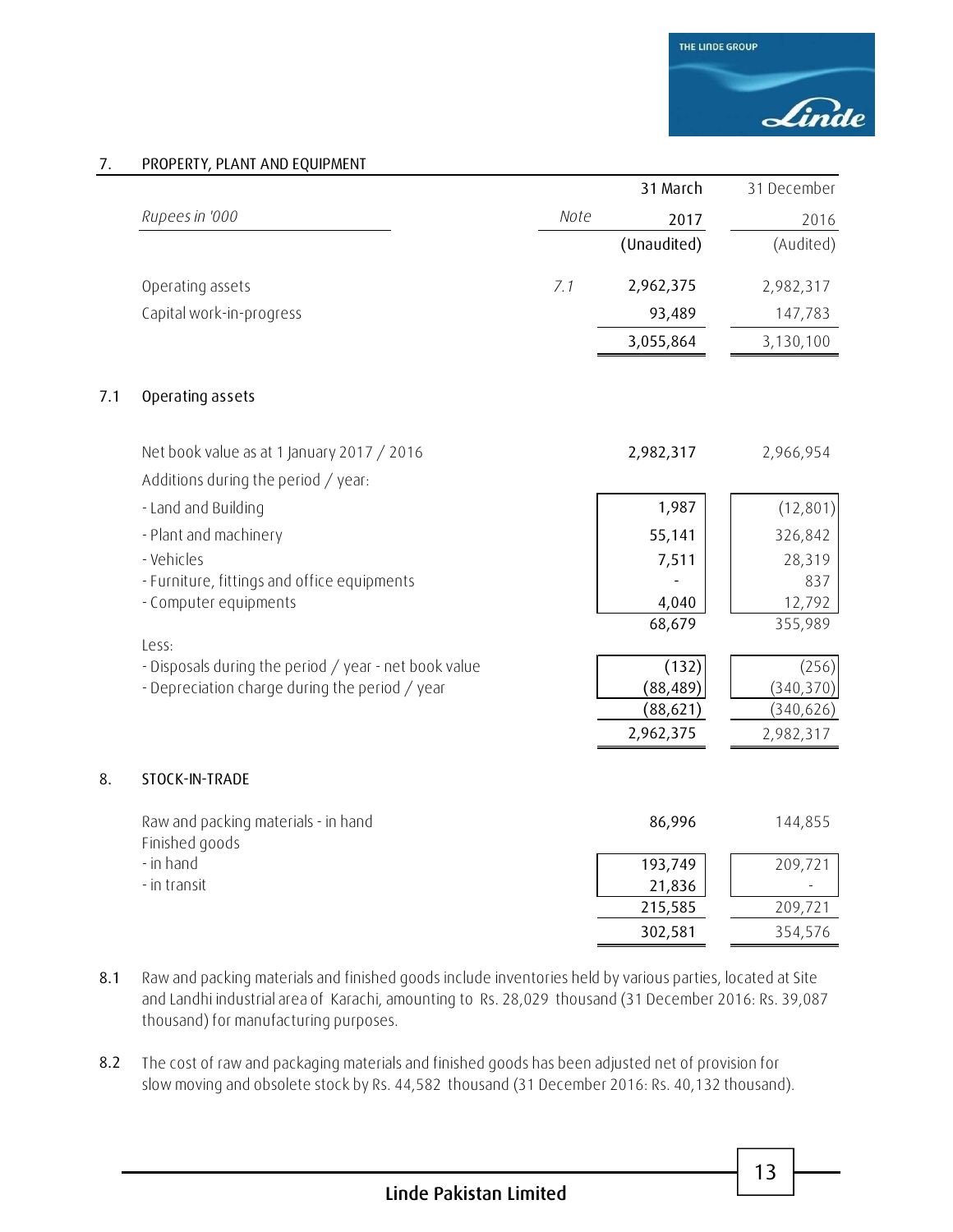## 7. PROPERTY, PLANT AND EQUIPMENT

| *Rupees in '000* | Note | 31 March 2017 (Unaudited) | 31 December 2016 (Audited) |
|---|---|---|---|
| Operating assets | *7.1* | 2,962,375 | 2,982,317 |
| Capital work-in-progress | | 93,489 | 147,783 |
| | | 3,055,864 | 3,130,100 |

### 7.1 Operating assets

| | | 31 March 2017 | 31 December 2016 |
|---|---|---|---|
| Net book value as at 1 January 2017 / 2016 | | 2,982,317 | 2,966,954 |
| Additions during the period / year: | | | |
| - Land and Building | | 1,987 | (12,801) |
| - Plant and machinery | | 55,141 | 326,842 |
| - Vehicles | | 7,511 | 28,319 |
| - Furniture, fittings and office equipments | | - | 837 |
| - Computer equipments | | 4,040 | 12,792 |
| | | 68,679 | 355,989 |
| Less: | | | |
| - Disposals during the period / year - net book value | | (132) | (256) |
| - Depreciation charge during the period / year | | (88,489) | (340,370) |
| | | (88,621) | (340,626) |
| | | 2,962,375 | 2,982,317 |

## 8. STOCK-IN-TRADE

| | 31 March 2017 | 31 December 2016 |
|---|---|---|
| Raw and packing materials - in hand | 86,996 | 144,855 |
| Finished goods | | |
| - in hand | 193,749 | 209,721 |
| - in transit | 21,836 | - |
| | 215,585 | 209,721 |
| | 302,581 | 354,576 |

8.1 Raw and packing materials and finished goods include inventories held by various parties, located at Site and Landhi industrial area of Karachi, amounting to Rs. 28,029 thousand (31 December 2016: Rs. 39,087 thousand) for manufacturing purposes.

8.2 The cost of raw and packaging materials and finished goods has been adjusted net of provision for slow moving and obsolete stock by Rs. 44,582 thousand (31 December 2016: Rs. 40,132 thousand).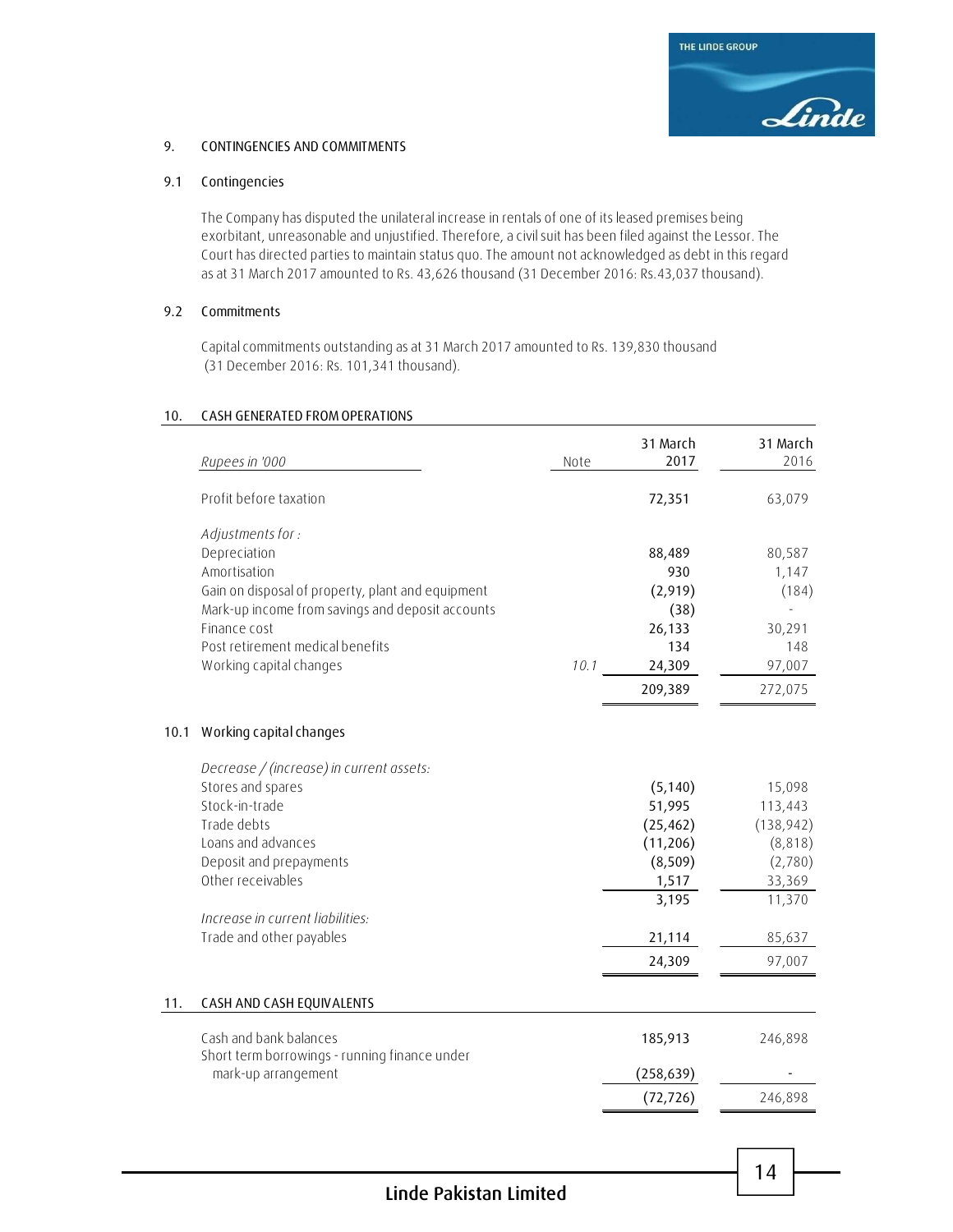## 9. CONTINGENCIES AND COMMITMENTS

### 9.1 Contingencies

The Company has disputed the unilateral increase in rentals of one of its leased premises being exorbitant, unreasonable and unjustified. Therefore, a civil suit has been filed against the Lessor. The Court has directed parties to maintain status quo. The amount not acknowledged as debt in this regard as at 31 March 2017 amounted to Rs. 43,626 thousand (31 December 2016: Rs.43,037 thousand).

### 9.2 Commitments

Capital commitments outstanding as at 31 March 2017 amounted to Rs. 139,830 thousand (31 December 2016: Rs. 101,341 thousand).

## 10. CASH GENERATED FROM OPERATIONS

| *Rupees in '000* | Note | 31 March 2017 | 31 March 2016 |
|---|---|---|---|
| Profit before taxation | | **72,351** | 63,079 |
| *Adjustments for :* | | | |
| Depreciation | | **88,489** | 80,587 |
| Amortisation | | **930** | 1,147 |
| Gain on disposal of property, plant and equipment | | **(2,919)** | (184) |
| Mark-up income from savings and deposit accounts | | **(38)** | - |
| Finance cost | | **26,133** | 30,291 |
| Post retirement medical benefits | | **134** | 148 |
| Working capital changes | *10.1* | **24,309** | 97,007 |
| | | **209,389** | 272,075 |

### 10.1 Working capital changes

| | 31 March 2017 | 31 March 2016 |
|---|---|---|
| *Decrease / (increase) in current assets:* | | |
| Stores and spares | **(5,140)** | 15,098 |
| Stock-in-trade | **51,995** | 113,443 |
| Trade debts | **(25,462)** | (138,942) |
| Loans and advances | **(11,206)** | (8,818) |
| Deposit and prepayments | **(8,509)** | (2,780) |
| Other receivables | **1,517** | 33,369 |
| | **3,195** | 11,370 |
| *Increase in current liabilities:* | | |
| Trade and other payables | **21,114** | 85,637 |
| | **24,309** | 97,007 |

## 11. CASH AND CASH EQUIVALENTS

| | 31 March 2017 | 31 March 2016 |
|---|---|---|
| Cash and bank balances | **185,913** | 246,898 |
| Short term borrowings - running finance under mark-up arrangement | **(258,639)** | - |
| | **(72,726)** | 246,898 |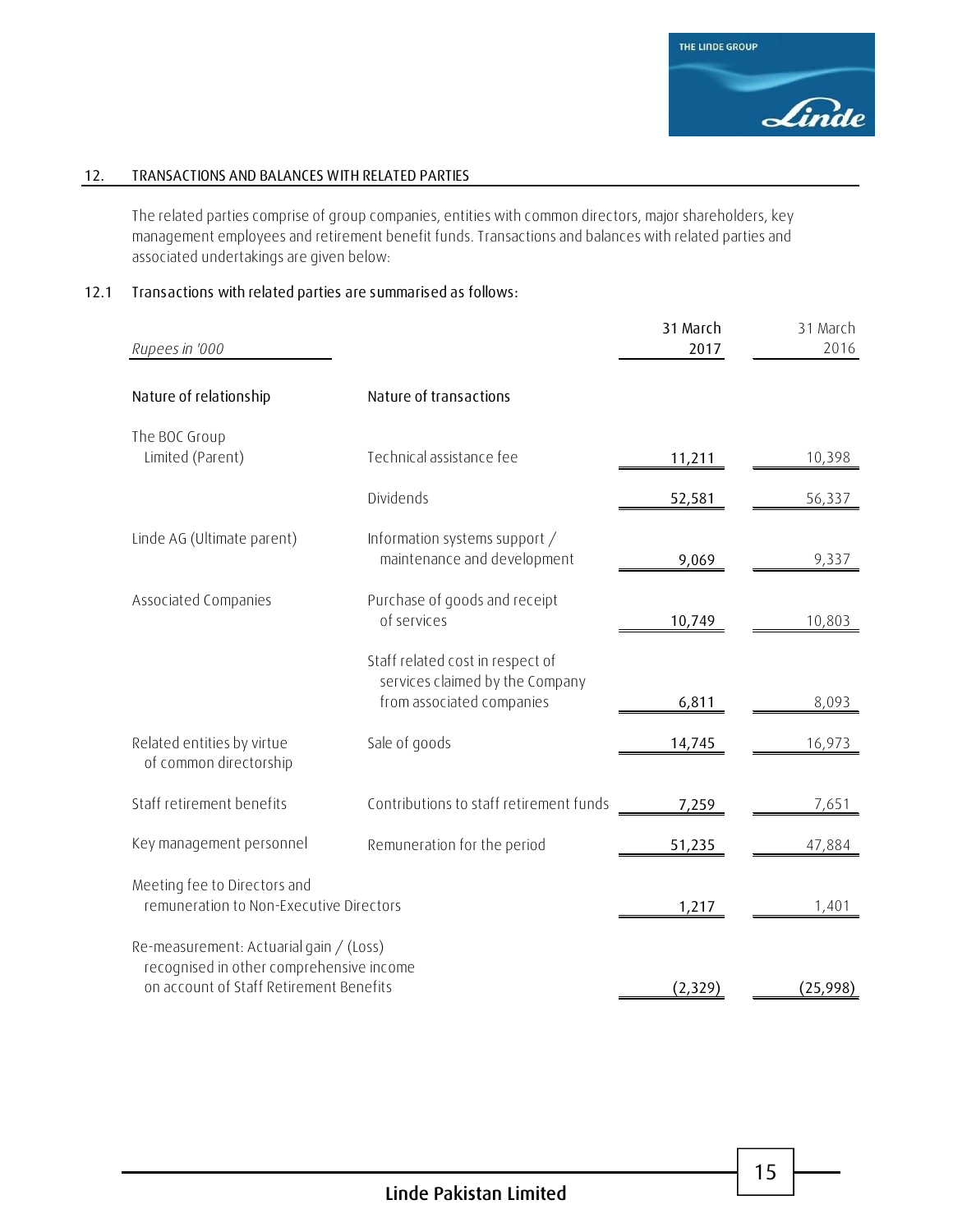## 12. TRANSACTIONS AND BALANCES WITH RELATED PARTIES

The related parties comprise of group companies, entities with common directors, major shareholders, key management employees and retirement benefit funds. Transactions and balances with related parties and associated undertakings are given below:

### 12.1 Transactions with related parties are summarised as follows:

| *Rupees in '000* | | 31 March 2017 | 31 March 2016 |
|---|---|---|---|
| **Nature of relationship** | **Nature of transactions** | | |
| The BOC Group Limited (Parent) | Technical assistance fee | 11,211 | 10,398 |
| | Dividends | 52,581 | 56,337 |
| Linde AG (Ultimate parent) | Information systems support / maintenance and development | 9,069 | 9,337 |
| Associated Companies | Purchase of goods and receipt of services | 10,749 | 10,803 |
| | Staff related cost in respect of services claimed by the Company from associated companies | 6,811 | 8,093 |
| Related entities by virtue of common directorship | Sale of goods | 14,745 | 16,973 |
| Staff retirement benefits | Contributions to staff retirement funds | 7,259 | 7,651 |
| Key management personnel | Remuneration for the period | 51,235 | 47,884 |
| Meeting fee to Directors and remuneration to Non-Executive Directors | | 1,217 | 1,401 |
| Re-measurement: Actuarial gain / (Loss) recognised in other comprehensive income on account of Staff Retirement Benefits | | (2,329) | (25,998) |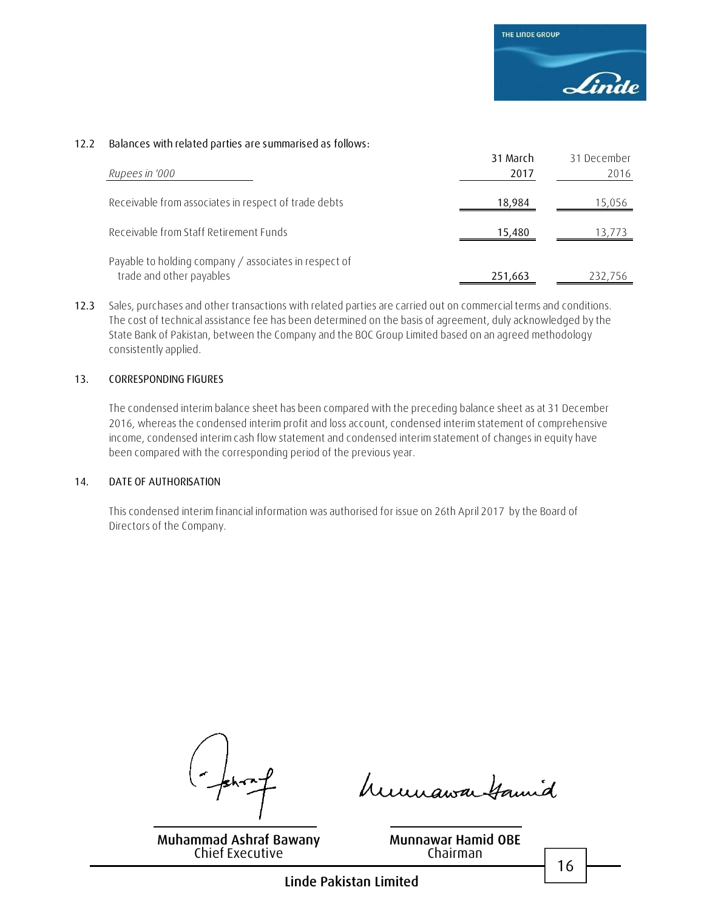12.2 Balances with related parties are summarised as follows:

| *Rupees in '000* | 31 March 2017 | 31 December 2016 |
|---|---|---|
| Receivable from associates in respect of trade debts | 18,984 | 15,056 |
| Receivable from Staff Retirement Funds | 15,480 | 13,773 |
| Payable to holding company / associates in respect of trade and other payables | 251,663 | 232,756 |

12.3 Sales, purchases and other transactions with related parties are carried out on commercial terms and conditions. The cost of technical assistance fee has been determined on the basis of agreement, duly acknowledged by the State Bank of Pakistan, between the Company and the BOC Group Limited based on an agreed methodology consistently applied.

## 13. CORRESPONDING FIGURES

The condensed interim balance sheet has been compared with the preceding balance sheet as at 31 December 2016, whereas the condensed interim profit and loss account, condensed interim statement of comprehensive income, condensed interim cash flow statement and condensed interim statement of changes in equity have been compared with the corresponding period of the previous year.

## 14. DATE OF AUTHORISATION

This condensed interim financial information was authorised for issue on 26th April 2017 by the Board of Directors of the Company.

**Muhammad Ashraf Bawany**
Chief Executive

**Munnawar Hamid OBE**
Chairman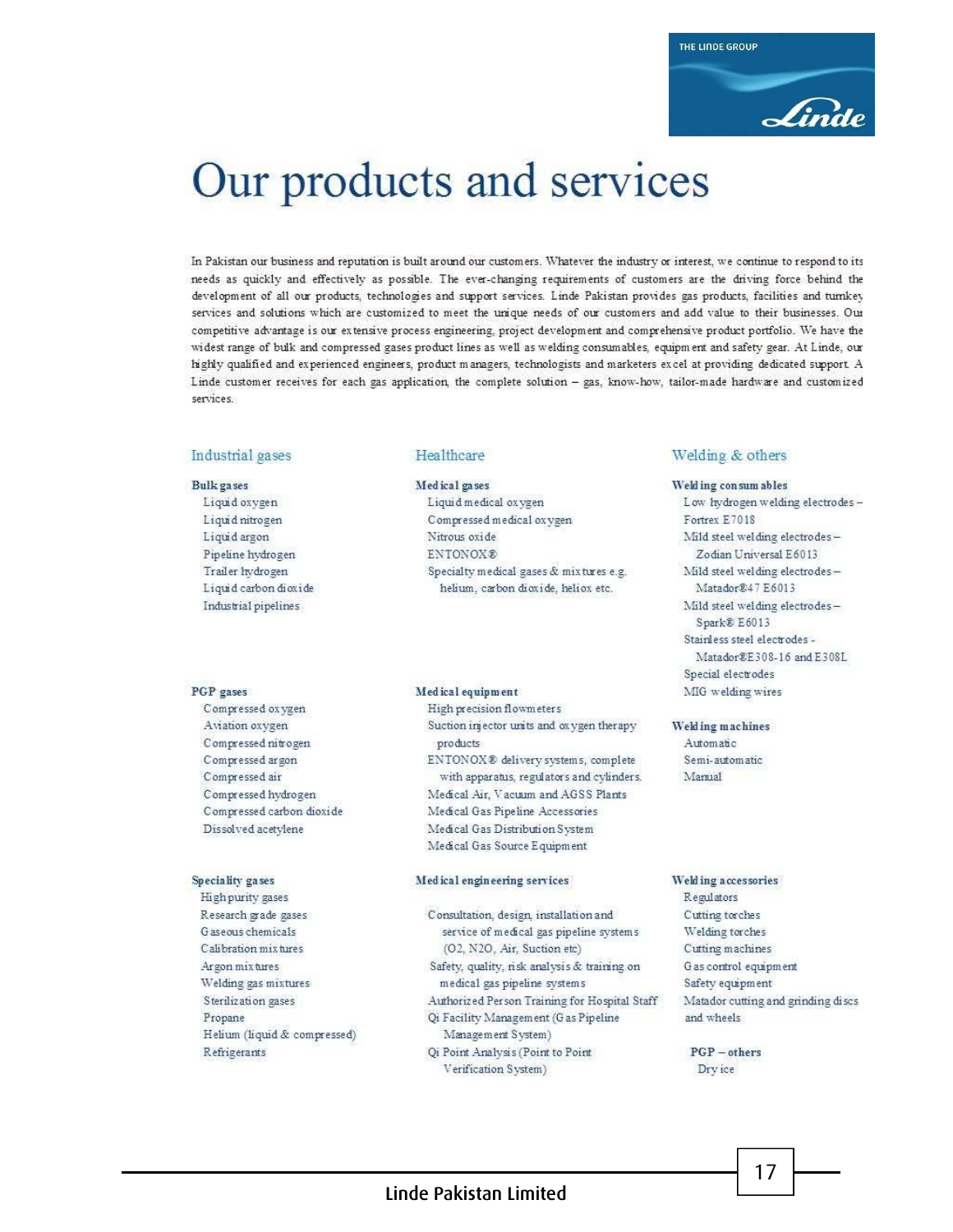# Our products and services

In Pakistan our business and reputation is built around our customers. Whatever the industry or interest, we continue to respond to its needs as quickly and effectively as possible. The ever-changing requirements of customers are the driving force behind the development of all our products, technologies and support services. Linde Pakistan provides gas products, facilities and turnkey services and solutions which are customized to meet the unique needs of our customers and add value to their businesses. Our competitive advantage is our extensive process engineering, project development and comprehensive product portfolio. We have the widest range of bulk and compressed gases product lines as well as welding consumables, equipment and safety gear. At Linde, our highly qualified and experienced engineers, product managers, technologists and marketers excel at providing dedicated support. A Linde customer receives for each gas application, the complete solution – gas, know-how, tailor-made hardware and customized services.

## Industrial gases

**Bulk gases**
- Liquid oxygen
- Liquid nitrogen
- Liquid argon
- Pipeline hydrogen
- Trailer hydrogen
- Liquid carbon dioxide
- Industrial pipelines

**PGP gases**
- Compressed oxygen
- Aviation oxygen
- Compressed nitrogen
- Compressed argon
- Compressed air
- Compressed hydrogen
- Compressed carbon dioxide
- Dissolved acetylene

**Speciality gases**
- High purity gases
- Research grade gases
- Gaseous chemicals
- Calibration mixtures
- Argon mixtures
- Welding gas mixtures
- Sterilization gases
- Propane
- Helium (liquid & compressed)
- Refrigerants

## Healthcare

**Medical gases**
- Liquid medical oxygen
- Compressed medical oxygen
- Nitrous oxide
- ENTONOX®
- Specialty medical gases & mixtures e.g. helium, carbon dioxide, heliox etc.

**Medical equipment**
- High precision flowmeters
- Suction injector units and oxygen therapy products
- ENTONOX® delivery systems, complete with apparatus, regulators and cylinders.
- Medical Air, Vacuum and AGSS Plants
- Medical Gas Pipeline Accessories
- Medical Gas Distribution System
- Medical Gas Source Equipment

**Medical engineering services**
- Consultation, design, installation and service of medical gas pipeline systems (O2, N2O, Air, Suction etc)
- Safety, quality, risk analysis & training on medical gas pipeline systems
- Authorized Person Training for Hospital Staff
- Qi Facility Management (Gas Pipeline Management System)
- Qi Point Analysis (Point to Point Verification System)

## Welding & others

**Welding consumables**
- Low hydrogen welding electrodes – Fortrex E7018
- Mild steel welding electrodes – Zodian Universal E6013
- Mild steel welding electrodes – Matador®47 E6013
- Mild steel welding electrodes – Spark® E6013
- Stainless steel electrodes - Matador®E308-16 and E308L
- Special electrodes
- MIG welding wires

**Welding machines**
- Automatic
- Semi-automatic
- Manual

**Welding accessories**
- Regulators
- Cutting torches
- Welding torches
- Cutting machines
- Gas control equipment
- Safety equipment
- Matador cutting and grinding discs and wheels

**PGP – others**
- Dry ice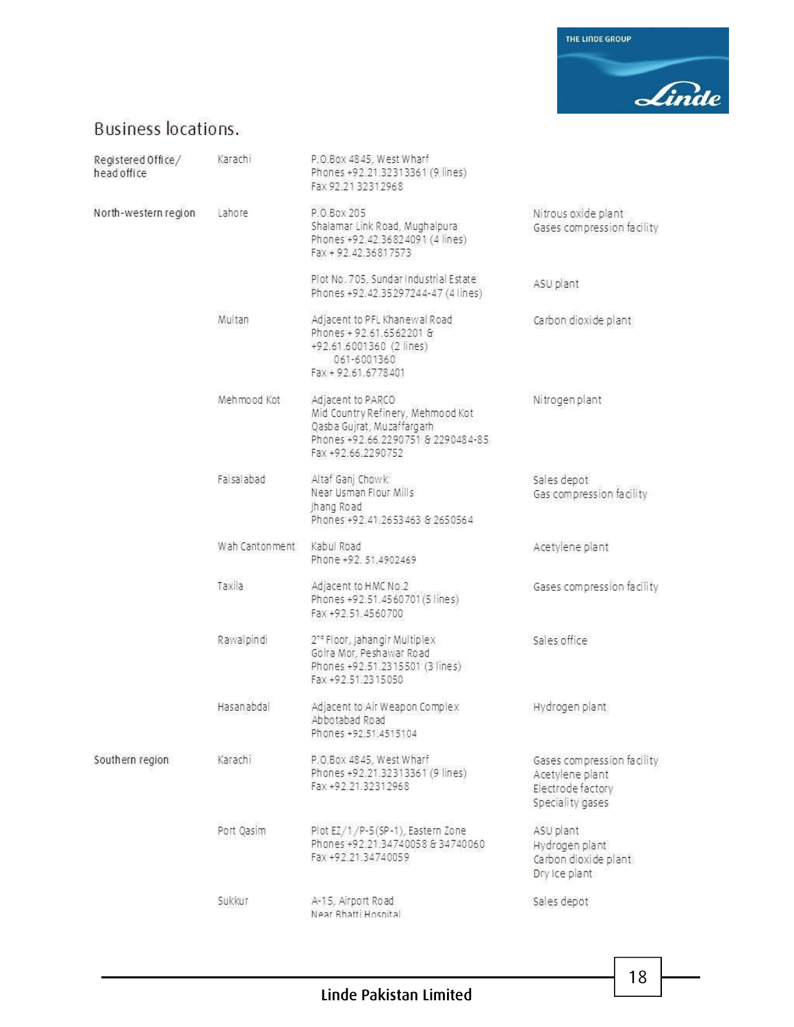## Business locations.

| | | | |
|---|---|---|---|
| Registered Office/ head office | Karachi | P.O.Box 4845, West Wharf<br>Phones +92.21.32313361 (9 lines)<br>Fax 92.21 32312968 | |
| North-western region | Lahore | P.O.Box 205<br>Shalamar Link Road, Mughalpura<br>Phones +92.42.36824091 (4 lines)<br>Fax + 92.42.36817573 | Nitrous oxide plant<br>Gases compression facility |
| | | Plot No. 705, Sundar Industrial Estate<br>Phones +92.42.35297244-47 (4 lines) | ASU plant |
| | Multan | Adjacent to PFL Khanewal Road<br>Phones + 92.61.6562201 &<br>+92.61.6001360 (2 lines)<br>061-6001360<br>Fax + 92.61.6778401 | Carbon dioxide plant |
| | Mehmood Kot | Adjacent to PARCO<br>Mid Country Refinery, Mehmood Kot<br>Qasba Gujrat, Muzaffargarh<br>Phones +92.66.2290751 & 2290484-85<br>Fax +92.66.2290752 | Nitrogen plant |
| | Faisalabad | Altaf Ganj Chowk<br>Near Usman Flour Mills<br>Jhang Road<br>Phones +92.41.2653463 & 2650564 | Sales depot<br>Gas compression facility |
| | Wah Cantonment | Kabul Road<br>Phone +92. 51.4902469 | Acetylene plant |
| | Taxila | Adjacent to HMC No.2<br>Phones +92.51.4560701(5 lines)<br>Fax +92.51.4560700 | Gases compression facility |
| | Rawalpindi | 2nd Floor, Jahangir Multiplex<br>Golra Mor, Peshawar Road<br>Phones +92.51.2315501 (3 lines)<br>Fax +92.51.2315050 | Sales office |
| | Hasanabdal | Adjacent to Air Weapon Complex<br>Abbotabad Road<br>Phones +92.51.4515104 | Hydrogen plant |
| Southern region | Karachi | P.O.Box 4845, West Wharf<br>Phones +92.21.32313361 (9 lines)<br>Fax +92.21.32312968 | Gases compression facility<br>Acetylene plant<br>Electrode factory<br>Speciality gases |
| | Port Qasim | Plot EZ/1/P-5(SP-1), Eastern Zone<br>Phones +92.21.34740058 & 34740060<br>Fax +92.21.34740059 | ASU plant<br>Hydrogen plant<br>Carbon dioxide plant<br>Dry Ice plant |
| | Sukkur | A-15, Airport Road<br>Near Bhatti Hospital | Sales depot |